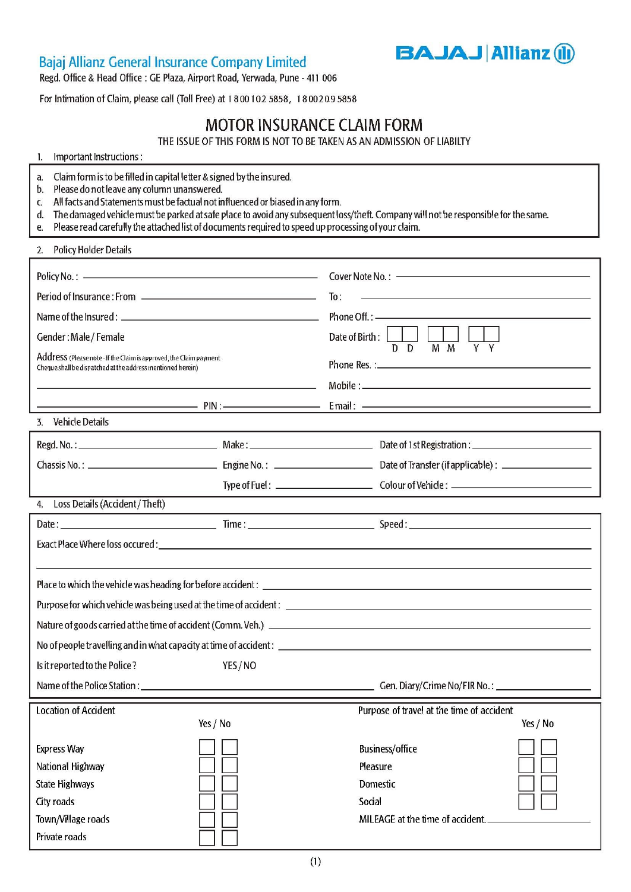**Bajaj Allianz General Insurance Company Limited**
Regd. Office & Head Office : GE Plaza, Airport Road, Yerwada, Pune - 411 006

BAJAJ | Allianz

For Intimation of Claim, please call (Toll Free) at 1 800 102 5858, 1 800 209 5858

# MOTOR INSURANCE CLAIM FORM

THE ISSUE OF THIS FORM IS NOT TO BE TAKEN AS AN ADMISSION OF LIABILTY

1. Important Instructions :

a. Claim form is to be filled in capital letter & signed by the insured.
b. Please do not leave any column unanswered.
c. All facts and Statements must be factual not influenced or biased in any form.
d. The damaged vehicle must be parked at safe place to avoid any subsequent loss/theft. Company will not be responsible for the same.
e. Please read carefully the attached list of documents required to speed up processing of your claim.

2. Policy Holder Details

Policy No. : ____________________ Cover Note No. : ____________________

Period of Insurance : From ____________________ To : ____________________

Name of the Insured : ____________________ Phone Off. : ____________________

Gender : Male / Female Date of Birth : D D / M M / Y Y

Address (Please note - If the Claim is approved, the Claim payment Cheque shall be dispatched at the address mentioned herein)

____________________ Phone Res. : ____________________

____________________ Mobile : ____________________

____________________ PIN : ____________________ Email : ____________________

3. Vehicle Details

Regd. No. : ____________________ Make : ____________________ Date of 1st Registration : ____________________

Chassis No. : ____________________ Engine No. : ____________________ Date of Transfer (if applicable) : ____________________

Type of Fuel : ____________________ Colour of Vehicle : ____________________

4. Loss Details (Accident / Theft)

Date : ____________________ Time : ____________________ Speed : ____________________

Exact Place Where loss occured : ____________________

____________________

Place to which the vehicle was heading for before accident : ____________________

Purpose for which vehicle was being used at the time of accident : ____________________

Nature of goods carried at the time of accident (Comm. Veh.) ____________________

No of people travelling and in what capacity at time of accident : ____________________

Is it reported to the Police ? YES / NO

Name of the Police Station : ____________________ Gen. Diary/Crime No/FIR No. : ____________________

| Location of Accident | Yes | No | Purpose of travel at the time of accident | Yes | No |
|---|---|---|---|---|---|
| Express Way | ☐ | ☐ | Business/office | ☐ | ☐ |
| National Highway | ☐ | ☐ | Pleasure | ☐ | ☐ |
| State Highways | ☐ | ☐ | Domestic | ☐ | ☐ |
| City roads | ☐ | ☐ | Social | ☐ | ☐ |
| Town/Village roads | ☐ | ☐ | MILEAGE at the time of accident. ____________________ | | |
| Private roads | ☐ | ☐ | | | |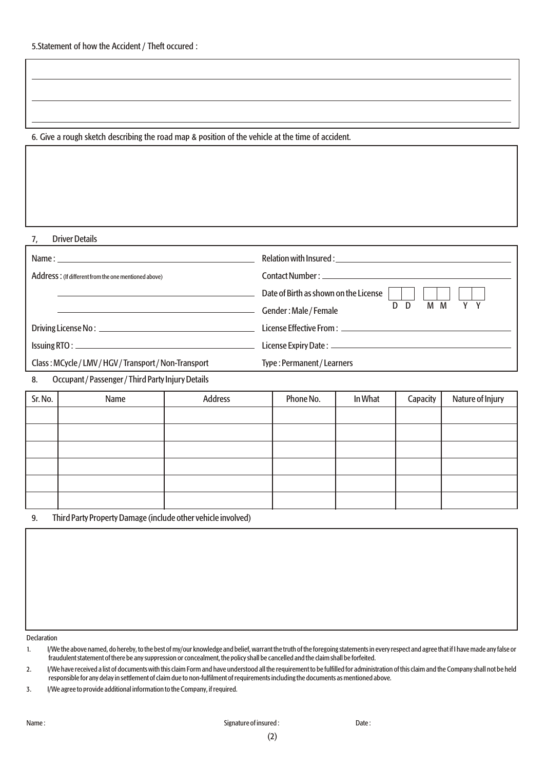5.Statement of how the Accident / Theft occured :

6. Give a rough sketch describing the road map & position of the vehicle at the time of accident.

7, Driver Details

| | |
|---|---|
| Name : | Relation with Insured : |
| Address : (If different from the one mentioned above) | Contact Number : |
| | Date of Birth as shown on the License D D M M Y Y |
| | Gender : Male / Female |
| Driving License No : | License Effective From : |
| Issuing RTO : | License Expiry Date : |
| Class : MCycle / LMV / HGV / Transport / Non-Transport | Type : Permanent / Learners |

8. Occupant / Passenger / Third Party Injury Details

| Sr. No. | Name | Address | Phone No. | In What | Capacity | Nature of Injury |
|---|---|---|---|---|---|---|
| | | | | | | |
| | | | | | | |
| | | | | | | |
| | | | | | | |
| | | | | | | |
| | | | | | | |

9. Third Party Property Damage (include other vehicle involved)

Declaration

1. I/We the above named, do hereby, to the best of my/our knowledge and belief, warrant the truth of the foregoing statements in every respect and agree that if I have made any false or fraudulent statement of there be any suppression or concealment, the policy shall be cancelled and the claim shall be forfeited.
2. I/We have received a list of documents with this claim Form and have understood all the requirement to be fulfilled for administration of this claim and the Company shall not be held responsible for any delay in settlement of claim due to non-fulfilment of requirements including the documents as mentioned above.
3. I/We agree to provide additional information to the Company, if required.

Name : Signature of insured : Date :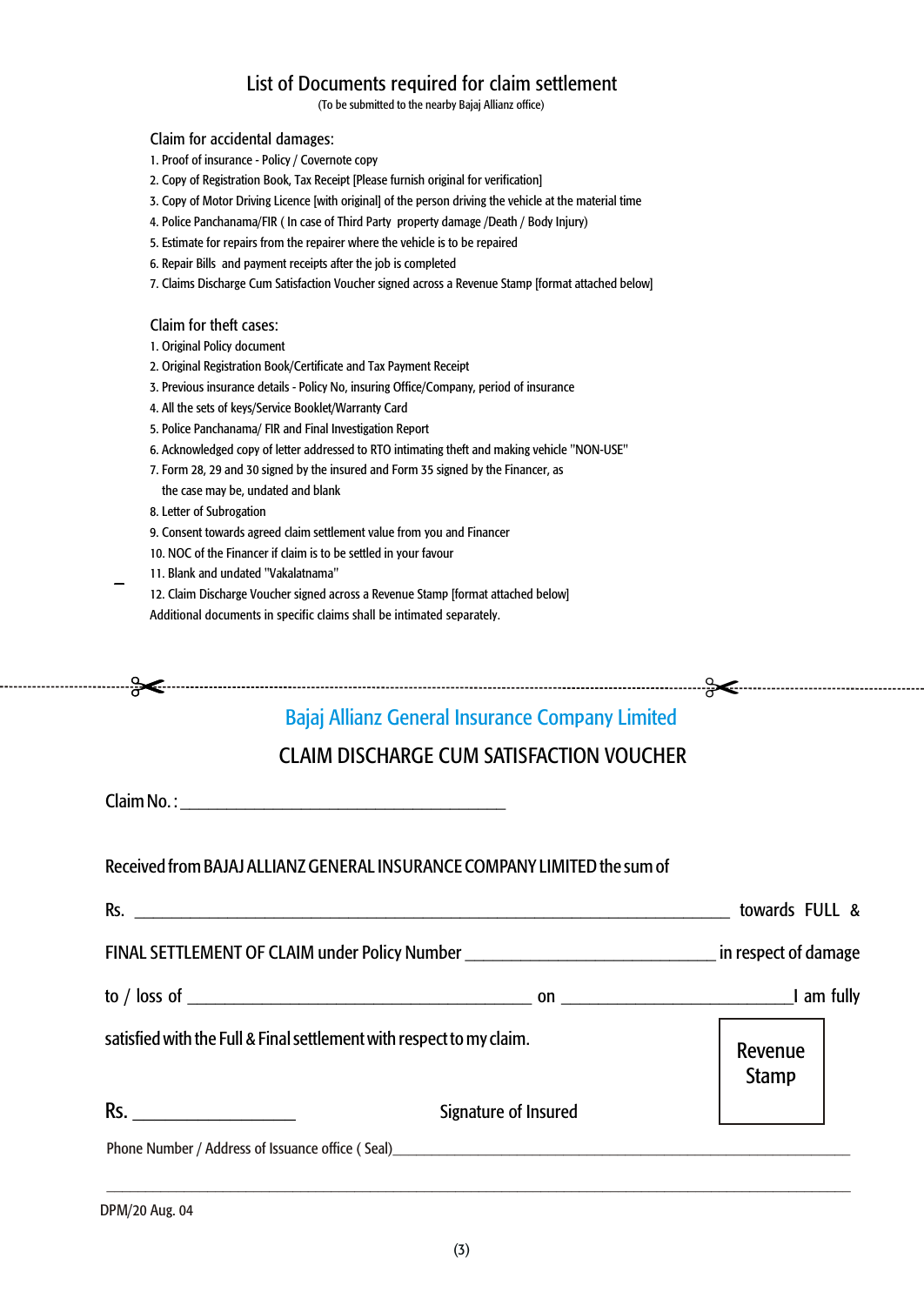# List of Documents required for claim settlement

(To be submitted to the nearby Bajaj Allianz office)

**Claim for accidental damages:**

1. Proof of insurance - Policy / Covernote copy
2. Copy of Registration Book, Tax Receipt [Please furnish original for verification]
3. Copy of Motor Driving Licence [with original] of the person driving the vehicle at the material time
4. Police Panchanama/FIR ( In case of Third Party property damage /Death / Body Injury)
5. Estimate for repairs from the repairer where the vehicle is to be repaired
6. Repair Bills and payment receipts after the job is completed
7. Claims Discharge Cum Satisfaction Voucher signed across a Revenue Stamp [format attached below]

**Claim for theft cases:**

1. Original Policy document
2. Original Registration Book/Certificate and Tax Payment Receipt
3. Previous insurance details - Policy No, insuring Office/Company, period of insurance
4. All the sets of keys/Service Booklet/Warranty Card
5. Police Panchanama/ FIR and Final Investigation Report
6. Acknowledged copy of letter addressed to RTO intimating theft and making vehicle "NON-USE"
7. Form 28, 29 and 30 signed by the insured and Form 35 signed by the Financer, as the case may be, undated and blank
8. Letter of Subrogation
9. Consent towards agreed claim settlement value from you and Financer
10. NOC of the Financer if claim is to be settled in your favour
11. Blank and undated "Vakalatnama"
12. Claim Discharge Voucher signed across a Revenue Stamp [format attached below]

Additional documents in specific claims shall be intimated separately.

---

## Bajaj Allianz General Insurance Company Limited

### CLAIM DISCHARGE CUM SATISFACTION VOUCHER

Claim No. : ________________________________________

Received from BAJAJ ALLIANZ GENERAL INSURANCE COMPANY LIMITED the sum of

Rs. ________________________________________________________________ towards FULL &

FINAL SETTLEMENT OF CLAIM under Policy Number ____________________________ in respect of damage

to / loss of ________________________________________ on ____________________________ I am fully

satisfied with the Full & Final settlement with respect to my claim.

Revenue Stamp

Rs. __________________ Signature of Insured

Phone Number / Address of Issuance office ( Seal)________________________________________________

_______________________________________________________________________________________

DPM/20 Aug. 04